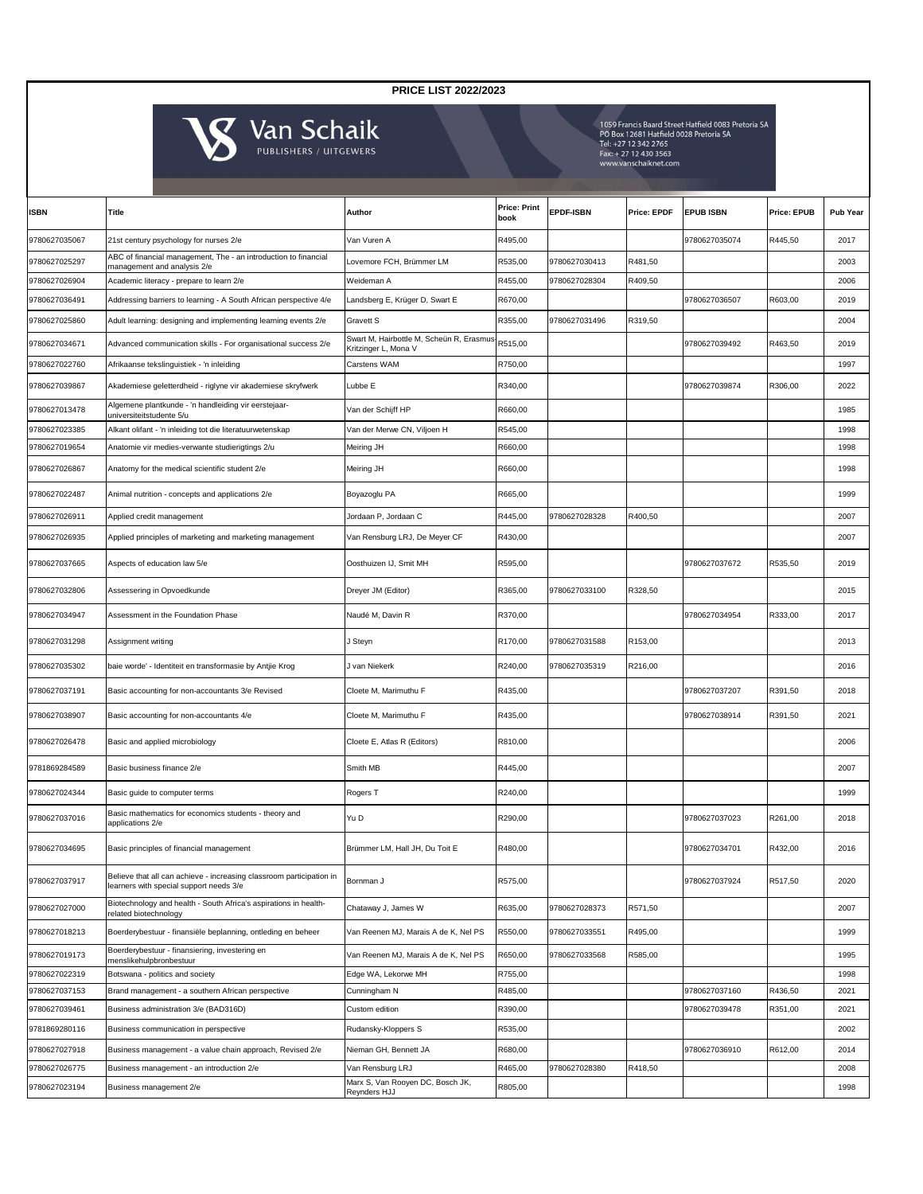# PRICE LIST 2022/2023

Van Schaik
PUBLISHERS / UITGEWERS

1059 Francis Baard Street Hatfield 0083 Pretoria SA
PO Box 12681 Hatfield 0028 Pretoria SA
Tel: +27 12 342 2765
Fax: + 27 12 430 3563
www.vanschaiknet.com

| ISBN | Title | Author | Price: Print book | EPDF-ISBN | Price: EPDF | EPUB ISBN | Price: EPUB | Pub Year |
|---|---|---|---|---|---|---|---|---|
| 9780627035067 | 21st century psychology for nurses 2/e | Van Vuren A | R495,00 | | | 9780627035074 | R445,50 | 2017 |
| 9780627025297 | ABC of financial management, The - an introduction to financial management and analysis 2/e | Lovemore FCH, Brümmer LM | R535,00 | 9780627030413 | R481,50 | | | 2003 |
| 9780627026904 | Academic literacy - prepare to learn 2/e | Weideman A | R455,00 | 9780627028304 | R409,50 | | | 2006 |
| 9780627036491 | Addressing barriers to learning - A South African perspective 4/e | Landsberg E, Krüger D, Swart E | R670,00 | | | 9780627036507 | R603,00 | 2019 |
| 9780627025860 | Adult learning: designing and implementing learning events 2/e | Gravett S | R355,00 | 9780627031496 | R319,50 | | | 2004 |
| 9780627034671 | Advanced communication skills - For organisational success 2/e | Swart M, Hairbottle M, Scheün R, Erasmus-Kritzinger L, Mona V | R515,00 | | | 9780627039492 | R463,50 | 2019 |
| 9780627022760 | Afrikaanse tekslinguistiek - 'n inleiding | Carstens WAM | R750,00 | | | | | 1997 |
| 9780627039867 | Akademiese geletterdheid - riglyne vir akademiese skryfwerk | Lubbe E | R340,00 | | | 9780627039874 | R306,00 | 2022 |
| 9780627013478 | Algemene plantkunde - 'n handleiding vir eerstejaar-universiteitstudente 5/u | Van der Schijff HP | R660,00 | | | | | 1985 |
| 9780627023385 | Alkant olifant - 'n inleiding tot die literatuurwetenskap | Van der Merwe CN, Viljoen H | R545,00 | | | | | 1998 |
| 9780627019654 | Anatomie vir medies-verwante studierigtings 2/u | Meiring JH | R660,00 | | | | | 1998 |
| 9780627026867 | Anatomy for the medical scientific student 2/e | Meiring JH | R660,00 | | | | | 1998 |
| 9780627022487 | Animal nutrition - concepts and applications 2/e | Boyazoglu PA | R665,00 | | | | | 1999 |
| 9780627026911 | Applied credit management | Jordaan P, Jordaan C | R445,00 | 9780627028328 | R400,50 | | | 2007 |
| 9780627026935 | Applied principles of marketing and marketing management | Van Rensburg LRJ, De Meyer CF | R430,00 | | | | | 2007 |
| 9780627037665 | Aspects of education law 5/e | Oosthuizen IJ, Smit MH | R595,00 | | | 9780627037672 | R535,50 | 2019 |
| 9780627032806 | Assessering in Opvoedkunde | Dreyer JM (Editor) | R365,00 | 9780627033100 | R328,50 | | | 2015 |
| 9780627034947 | Assessment in the Foundation Phase | Naudé M, Davin R | R370,00 | | | 9780627034954 | R333,00 | 2017 |
| 9780627031298 | Assignment writing | J Steyn | R170,00 | 9780627031588 | R153,00 | | | 2013 |
| 9780627035302 | baie worde' - Identiteit en transformasie by Antjie Krog | J van Niekerk | R240,00 | 9780627035319 | R216,00 | | | 2016 |
| 9780627037191 | Basic accounting for non-accountants 3/e Revised | Cloete M, Marimuthu F | R435,00 | | | 9780627037207 | R391,50 | 2018 |
| 9780627038907 | Basic accounting for non-accountants 4/e | Cloete M, Marimuthu F | R435,00 | | | 9780627038914 | R391,50 | 2021 |
| 9780627026478 | Basic and applied microbiology | Cloete E, Atlas R (Editors) | R810,00 | | | | | 2006 |
| 9781869284589 | Basic business finance 2/e | Smith MB | R445,00 | | | | | 2007 |
| 9780627024344 | Basic guide to computer terms | Rogers T | R240,00 | | | | | 1999 |
| 9780627037016 | Basic mathematics for economics students - theory and applications 2/e | Yu D | R290,00 | | | 9780627037023 | R261,00 | 2018 |
| 9780627034695 | Basic principles of financial management | Brümmer LM, Hall JH, Du Toit E | R480,00 | | | 9780627034701 | R432,00 | 2016 |
| 9780627037917 | Believe that all can achieve - increasing classroom participation in learners with special support needs 3/e | Bornman J | R575,00 | | | 9780627037924 | R517,50 | 2020 |
| 9780627027000 | Biotechnology and health - South Africa's aspirations in health-related biotechnology | Chataway J, James W | R635,00 | 9780627028373 | R571,50 | | | 2007 |
| 9780627018213 | Boerderybestuur - finansiële beplanning, ontleding en beheer | Van Reenen MJ, Marais A de K, Nel PS | R550,00 | 9780627033551 | R495,00 | | | 1999 |
| 9780627019173 | Boerderybestuur - finansiering, investering en menslikehulpbronbestuur | Van Reenen MJ, Marais A de K, Nel PS | R650,00 | 9780627033568 | R585,00 | | | 1995 |
| 9780627022319 | Botswana - politics and society | Edge WA, Lekorwe MH | R755,00 | | | | | 1998 |
| 9780627037153 | Brand management - a southern African perspective | Cunningham N | R485,00 | | | 9780627037160 | R436,50 | 2021 |
| 9780627039461 | Business administration 3/e (BAD316D) | Custom edition | R390,00 | | | 9780627039478 | R351,00 | 2021 |
| 9781869280116 | Business communication in perspective | Rudansky-Kloppers S | R535,00 | | | | | 2002 |
| 9780627027918 | Business management - a value chain approach, Revised 2/e | Nieman GH, Bennett JA | R680,00 | | | 9780627036910 | R612,00 | 2014 |
| 9780627026775 | Business management - an introduction 2/e | Van Rensburg LRJ | R465,00 | 9780627028380 | R418,50 | | | 2008 |
| 9780627023194 | Business management 2/e | Marx S, Van Rooyen DC, Bosch JK, Reynders HJJ | R805,00 | | | | | 1998 |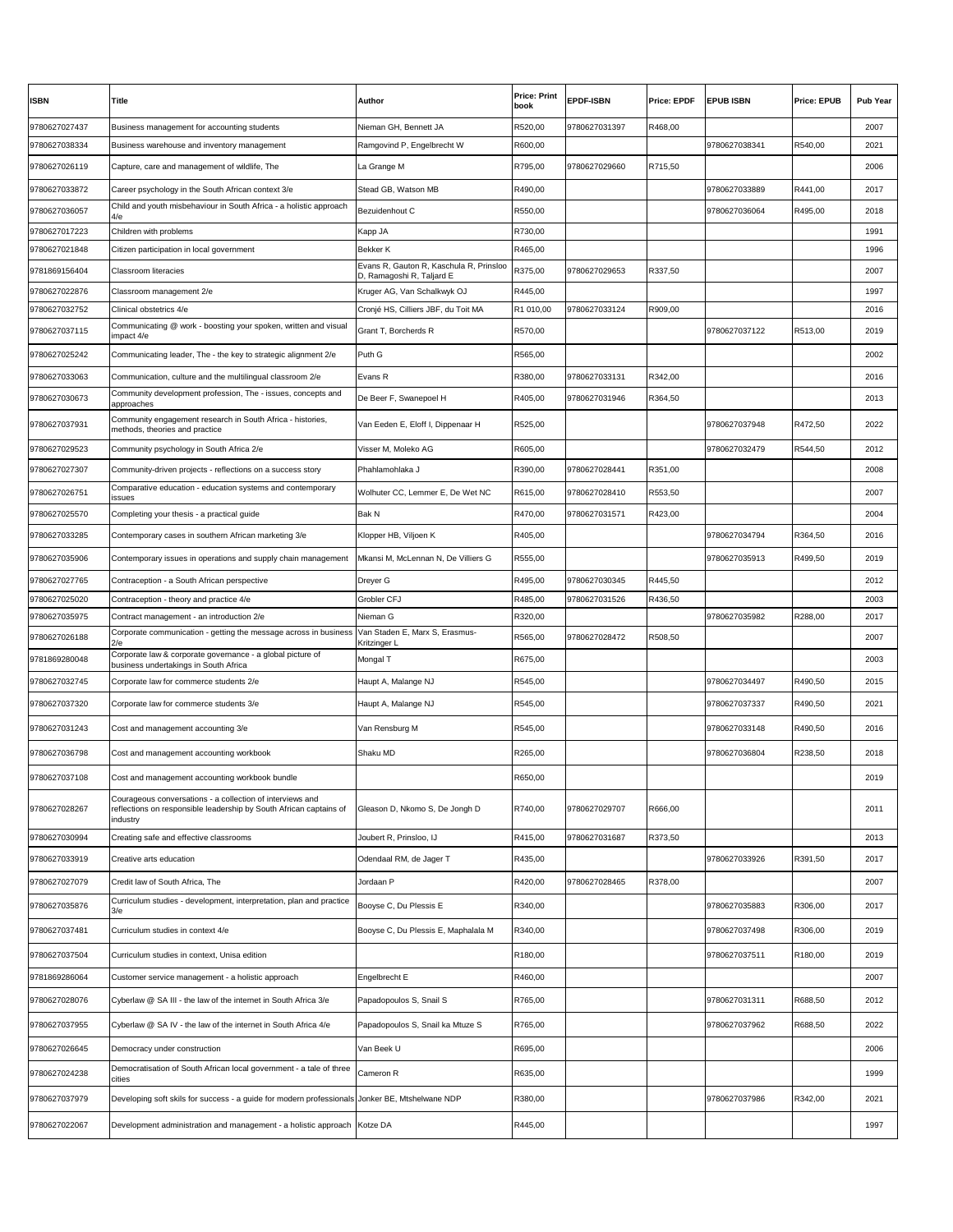| ISBN | Title | Author | Price: Print book | EPDF-ISBN | Price: EPDF | EPUB ISBN | Price: EPUB | Pub Year |
|---|---|---|---|---|---|---|---|---|
| 9780627027437 | Business management for accounting students | Nieman GH, Bennett JA | R520,00 | 9780627031397 | R468,00 | | | 2007 |
| 9780627038334 | Business warehouse and inventory management | Ramgovind P, Engelbrecht W | R600,00 | | | 9780627038341 | R540,00 | 2021 |
| 9780627026119 | Capture, care and management of wildlife, The | La Grange M | R795,00 | 9780627029660 | R715,50 | | | 2006 |
| 9780627033872 | Career psychology in the South African context 3/e | Stead GB, Watson MB | R490,00 | | | 9780627033889 | R441,00 | 2017 |
| 9780627036057 | Child and youth misbehaviour in South Africa - a holistic approach 4/e | Bezuidenhout C | R550,00 | | | 9780627036064 | R495,00 | 2018 |
| 9780627017223 | Children with problems | Kapp JA | R730,00 | | | | | 1991 |
| 9780627021848 | Citizen participation in local government | Bekker K | R465,00 | | | | | 1996 |
| 9781869156404 | Classroom literacies | Evans R, Gauton R, Kaschula R, Prinsloo D, Ramagoshi R, Taljard E | R375,00 | 9780627029653 | R337,50 | | | 2007 |
| 9780627022876 | Classroom management 2/e | Kruger AG, Van Schalkwyk OJ | R445,00 | | | | | 1997 |
| 9780627032752 | Clinical obstetrics 4/e | Cronjé HS, Cilliers JBF, du Toit MA | R1 010,00 | 9780627033124 | R909,00 | | | 2016 |
| 9780627037115 | Communicating @ work - boosting your spoken, written and visual impact 4/e | Grant T, Borcherds R | R570,00 | | | 9780627037122 | R513,00 | 2019 |
| 9780627025242 | Communicating leader, The - the key to strategic alignment 2/e | Puth G | R565,00 | | | | | 2002 |
| 9780627033063 | Communication, culture and the multilingual classroom 2/e | Evans R | R380,00 | 9780627033131 | R342,00 | | | 2016 |
| 9780627030673 | Community development profession, The - issues, concepts and approaches | De Beer F, Swanepoel H | R405,00 | 9780627031946 | R364,50 | | | 2013 |
| 9780627037931 | Community engagement research in South Africa - histories, methods, theories and practice | Van Eeden E, Eloff I, Dippenaar H | R525,00 | | | 9780627037948 | R472,50 | 2022 |
| 9780627029523 | Community psychology in South Africa 2/e | Visser M, Moleko AG | R605,00 | | | 9780627032479 | R544,50 | 2012 |
| 9780627027307 | Community-driven projects - reflections on a success story | Phahlamohlaka J | R390,00 | 9780627028441 | R351,00 | | | 2008 |
| 9780627026751 | Comparative education - education systems and contemporary issues | Wolhuter CC, Lemmer E, De Wet NC | R615,00 | 9780627028410 | R553,50 | | | 2007 |
| 9780627025570 | Completing your thesis - a practical guide | Bak N | R470,00 | 9780627031571 | R423,00 | | | 2004 |
| 9780627033285 | Contemporary cases in southern African marketing 3/e | Klopper HB, Viljoen K | R405,00 | | | 9780627034794 | R364,50 | 2016 |
| 9780627035906 | Contemporary issues in operations and supply chain management | Mkansi M, McLennan N, De Villiers G | R555,00 | | | 9780627035913 | R499,50 | 2019 |
| 9780627027765 | Contraception - a South African perspective | Dreyer G | R495,00 | 9780627030345 | R445,50 | | | 2012 |
| 9780627025020 | Contraception - theory and practice 4/e | Grobler CFJ | R485,00 | 9780627031526 | R436,50 | | | 2003 |
| 9780627035975 | Contract management - an introduction 2/e | Nieman G | R320,00 | | | 9780627035982 | R288,00 | 2017 |
| 9780627026188 | Corporate communication - getting the message across in business 2/e | Van Staden E, Marx S, Erasmus-Kritzinger L | R565,00 | 9780627028472 | R508,50 | | | 2007 |
| 9781869280048 | Corporate law & corporate governance - a global picture of business undertakings in South Africa | Mongal T | R675,00 | | | | | 2003 |
| 9780627032745 | Corporate law for commerce students 2/e | Haupt A, Malange NJ | R545,00 | | | 9780627034497 | R490,50 | 2015 |
| 9780627037320 | Corporate law for commerce students 3/e | Haupt A, Malange NJ | R545,00 | | | 9780627037337 | R490,50 | 2021 |
| 9780627031243 | Cost and management accounting 3/e | Van Rensburg M | R545,00 | | | 9780627033148 | R490,50 | 2016 |
| 9780627036798 | Cost and management accounting workbook | Shaku MD | R265,00 | | | 9780627036804 | R238,50 | 2018 |
| 9780627037108 | Cost and management accounting workbook bundle | | R650,00 | | | | | 2019 |
| 9780627028267 | Courageous conversations - a collection of interviews and reflections on responsible leadership by South African captains of industry | Gleason D, Nkomo S, De Jongh D | R740,00 | 9780627029707 | R666,00 | | | 2011 |
| 9780627030994 | Creating safe and effective classrooms | Joubert R, Prinsloo, IJ | R415,00 | 9780627031687 | R373,50 | | | 2013 |
| 9780627033919 | Creative arts education | Odendaal RM, de Jager T | R435,00 | | | 9780627033926 | R391,50 | 2017 |
| 9780627027079 | Credit law of South Africa, The | Jordaan P | R420,00 | 9780627028465 | R378,00 | | | 2007 |
| 9780627035876 | Curriculum studies - development, interpretation, plan and practice 3/e | Booyse C, Du Plessis E | R340,00 | | | 9780627035883 | R306,00 | 2017 |
| 9780627037481 | Curriculum studies in context 4/e | Booyse C, Du Plessis E, Maphalala M | R340,00 | | | 9780627037498 | R306,00 | 2019 |
| 9780627037504 | Curriculum studies in context, Unisa edition | | R180,00 | | | 9780627037511 | R180,00 | 2019 |
| 9781869286064 | Customer service management - a holistic approach | Engelbrecht E | R460,00 | | | | | 2007 |
| 9780627028076 | Cyberlaw @ SA III - the law of the internet in South Africa 3/e | Papadopoulos S, Snail S | R765,00 | | | 9780627031311 | R688,50 | 2012 |
| 9780627037955 | Cyberlaw @ SA IV - the law of the internet in South Africa 4/e | Papadopoulos S, Snail ka Mtuze S | R765,00 | | | 9780627037962 | R688,50 | 2022 |
| 9780627026645 | Democracy under construction | Van Beek U | R695,00 | | | | | 2006 |
| 9780627024238 | Democratisation of South African local government - a tale of three cities | Cameron R | R635,00 | | | | | 1999 |
| 9780627037979 | Developing soft skils for success - a guide for modern professionals | Jonker BE, Mtshelwane NDP | R380,00 | | | 9780627037986 | R342,00 | 2021 |
| 9780627022067 | Development administration and management - a holistic approach | Kotze DA | R445,00 | | | | | 1997 |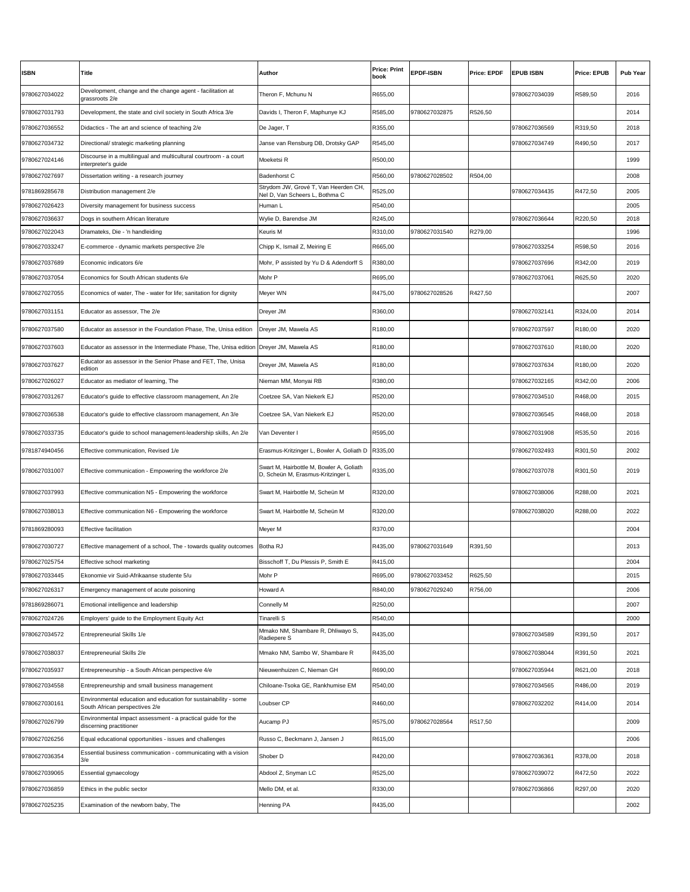| ISBN | Title | Author | Price: Print book | EPDF-ISBN | Price: EPDF | EPUB ISBN | Price: EPUB | Pub Year |
|---|---|---|---|---|---|---|---|---|
| 9780627034022 | Development, change and the change agent - facilitation at grassroots 2/e | Theron F, Mchunu N | R655,00 | | | 9780627034039 | R589,50 | 2016 |
| 9780627031793 | Development, the state and civil society in South Africa 3/e | Davids I, Theron F, Maphunye KJ | R585,00 | 9780627032875 | R526,50 | | | 2014 |
| 9780627036552 | Didactics - The art and science of teaching 2/e | De Jager, T | R355,00 | | | 9780627036569 | R319,50 | 2018 |
| 9780627034732 | Directional/ strategic marketing planning | Janse van Rensburg DB, Drotsky GAP | R545,00 | | | 9780627034749 | R490,50 | 2017 |
| 9780627024146 | Discourse in a multilingual and multicultural courtroom - a court interpreter's guide | Moeketsi R | R500,00 | | | | | 1999 |
| 9780627027697 | Dissertation writing - a research journey | Badenhorst C | R560,00 | 9780627028502 | R504,00 | | | 2008 |
| 9781869285678 | Distribution management 2/e | Strydom JW, Grové T, Van Heerden CH, Nel D, Van Scheers L, Bothma C | R525,00 | | | 9780627034435 | R472,50 | 2005 |
| 9780627026423 | Diversity management for business success | Human L | R540,00 | | | | | 2005 |
| 9780627036637 | Dogs in southern African literature | Wylie D, Barendse JM | R245,00 | | | 9780627036644 | R220,50 | 2018 |
| 9780627022043 | Dramateks, Die - 'n handleiding | Keuris M | R310,00 | 9780627031540 | R279,00 | | | 1996 |
| 9780627033247 | E-commerce - dynamic markets perspective 2/e | Chipp K, Ismail Z, Meiring E | R665,00 | | | 9780627033254 | R598,50 | 2016 |
| 9780627037689 | Economic indicators 6/e | Mohr, P assisted by Yu D & Adendorff S | R380,00 | | | 9780627037696 | R342,00 | 2019 |
| 9780627037054 | Economics for South African students 6/e | Mohr P | R695,00 | | | 9780627037061 | R625,50 | 2020 |
| 9780627027055 | Economics of water, The - water for life; sanitation for dignity | Meyer WN | R475,00 | 9780627028526 | R427,50 | | | 2007 |
| 9780627031151 | Educator as assessor, The 2/e | Dreyer JM | R360,00 | | | 9780627032141 | R324,00 | 2014 |
| 9780627037580 | Educator as assessor in the Foundation Phase, The, Unisa edition | Dreyer JM, Mawela AS | R180,00 | | | 9780627037597 | R180,00 | 2020 |
| 9780627037603 | Educator as assessor in the Intermediate Phase, The, Unisa edition | Dreyer JM, Mawela AS | R180,00 | | | 9780627037610 | R180,00 | 2020 |
| 9780627037627 | Educator as assessor in the Senior Phase and FET, The, Unisa edition | Dreyer JM, Mawela AS | R180,00 | | | 9780627037634 | R180,00 | 2020 |
| 9780627026027 | Educator as mediator of learning, The | Nieman MM, Monyai RB | R380,00 | | | 9780627032165 | R342,00 | 2006 |
| 9780627031267 | Educator's guide to effective classroom management, An 2/e | Coetzee SA, Van Niekerk EJ | R520,00 | | | 9780627034510 | R468,00 | 2015 |
| 9780627036538 | Educator's guide to effective classroom management, An 3/e | Coetzee SA, Van Niekerk EJ | R520,00 | | | 9780627036545 | R468,00 | 2018 |
| 9780627033735 | Educator's guide to school management-leadership skills, An 2/e | Van Deventer I | R595,00 | | | 9780627031908 | R535,50 | 2016 |
| 9781874940456 | Effective communication, Revised 1/e | Erasmus-Kritzinger L, Bowler A, Goliath D | R335,00 | | | 9780627032493 | R301,50 | 2002 |
| 9780627031007 | Effective communication - Empowering the workforce 2/e | Swart M, Hairbottle M, Bowler A, Goliath D, Scheün M, Erasmus-Kritzinger L | R335,00 | | | 9780627037078 | R301,50 | 2019 |
| 9780627037993 | Effective communication N5 - Empowering the workforce | Swart M, Hairbottle M, Scheün M | R320,00 | | | 9780627038006 | R288,00 | 2021 |
| 9780627038013 | Effective communication N6 - Empowering the workforce | Swart M, Hairbottle M, Scheün M | R320,00 | | | 9780627038020 | R288,00 | 2022 |
| 9781869280093 | Effective facilitation | Meyer M | R370,00 | | | | | 2004 |
| 9780627030727 | Effective management of a school, The - towards quality outcomes | Botha RJ | R435,00 | 9780627031649 | R391,50 | | | 2013 |
| 9780627025754 | Effective school marketing | Bisschoff T, Du Plessis P, Smith E | R415,00 | | | | | 2004 |
| 9780627033445 | Ekonomie vir Suid-Afrikaanse studente 5/u | Mohr P | R695,00 | 9780627033452 | R625,50 | | | 2015 |
| 9780627026317 | Emergency management of acute poisoning | Howard A | R840,00 | 9780627029240 | R756,00 | | | 2006 |
| 9781869286071 | Emotional intelligence and leadership | Connelly M | R250,00 | | | | | 2007 |
| 9780627024726 | Employers' guide to the Employment Equity Act | Tinarelli S | R540,00 | | | | | 2000 |
| 9780627034572 | Entrepreneurial Skills 1/e | Mmako NM, Shambare R, Dhliwayo S, Radiepere S | R435,00 | | | 9780627034589 | R391,50 | 2017 |
| 9780627038037 | Entrepreneurial Skills 2/e | Mmako NM, Sambo W, Shambare R | R435,00 | | | 9780627038044 | R391,50 | 2021 |
| 9780627035937 | Entrepreneurship - a South African perspective 4/e | Nieuwenhuizen C, Nieman GH | R690,00 | | | 9780627035944 | R621,00 | 2018 |
| 9780627034558 | Entrepreneurship and small business management | Chiloane-Tsoka GE, Rankhumise EM | R540,00 | | | 9780627034565 | R486,00 | 2019 |
| 9780627030161 | Environmental education and education for sustainability - some South African perspectives 2/e | Loubser CP | R460,00 | | | 9780627032202 | R414,00 | 2014 |
| 9780627026799 | Environmental impact assessment - a practical guide for the discerning practitioner | Aucamp PJ | R575,00 | 9780627028564 | R517,50 | | | 2009 |
| 9780627026256 | Equal educational opportunities - issues and challenges | Russo C, Beckmann J, Jansen J | R615,00 | | | | | 2006 |
| 9780627036354 | Essential business communication - communicating with a vision 3/e | Shober D | R420,00 | | | 9780627036361 | R378,00 | 2018 |
| 9780627039065 | Essential gynaecology | Abdool Z, Snyman LC | R525,00 | | | 9780627039072 | R472,50 | 2022 |
| 9780627036859 | Ethics in the public sector | Mello DM, et al. | R330,00 | | | 9780627036866 | R297,00 | 2020 |
| 9780627025235 | Examination of the newborn baby, The | Henning PA | R435,00 | | | | | 2002 |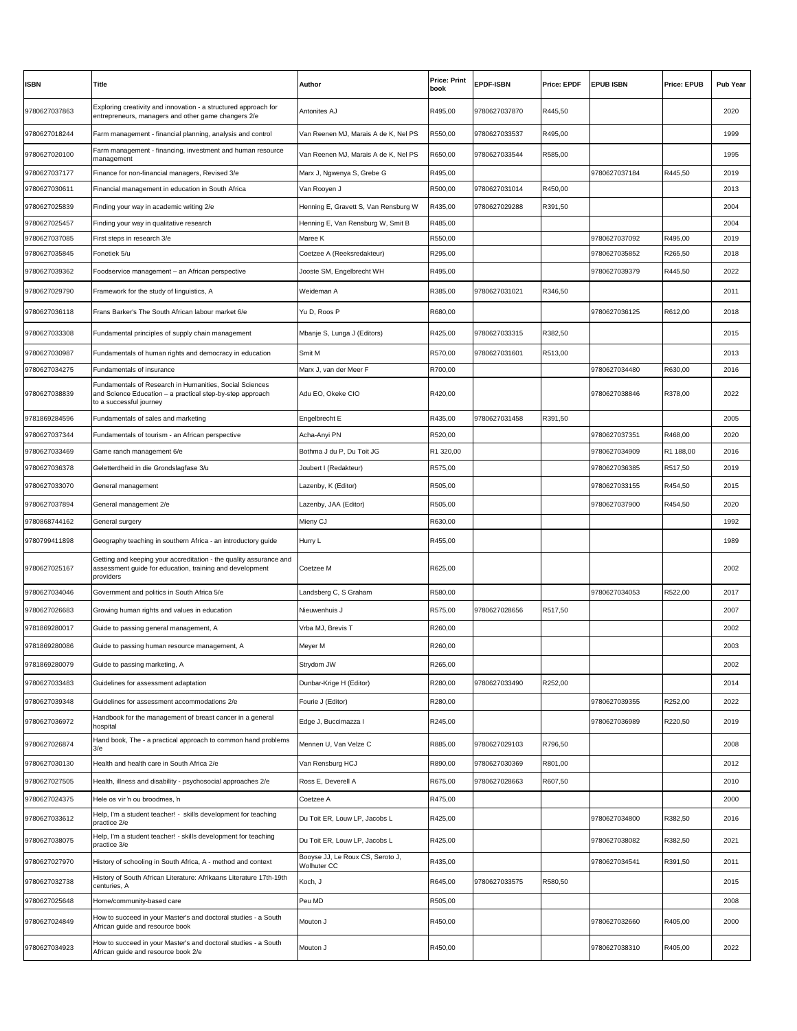| ISBN | Title | Author | Price: Print book | EPDF-ISBN | Price: EPDF | EPUB ISBN | Price: EPUB | Pub Year |
|---|---|---|---|---|---|---|---|---|
| 9780627037863 | Exploring creativity and innovation - a structured approach for entrepreneurs, managers and other game changers 2/e | Antonites AJ | R495,00 | 9780627037870 | R445,50 | | | 2020 |
| 9780627018244 | Farm management - financial planning, analysis and control | Van Reenen MJ, Marais A de K, Nel PS | R550,00 | 9780627033537 | R495,00 | | | 1999 |
| 9780627020100 | Farm management - financing, investment and human resource management | Van Reenen MJ, Marais A de K, Nel PS | R650,00 | 9780627033544 | R585,00 | | | 1995 |
| 9780627037177 | Finance for non-financial managers, Revised 3/e | Marx J, Ngwenya S, Grebe G | R495,00 | | | 9780627037184 | R445,50 | 2019 |
| 9780627030611 | Financial management in education in South Africa | Van Rooyen J | R500,00 | 9780627031014 | R450,00 | | | 2013 |
| 9780627025839 | Finding your way in academic writing 2/e | Henning E, Gravett S, Van Rensburg W | R435,00 | 9780627029288 | R391,50 | | | 2004 |
| 9780627025457 | Finding your way in qualitative research | Henning E, Van Rensburg W, Smit B | R485,00 | | | | | 2004 |
| 9780627037085 | First steps in research 3/e | Maree K | R550,00 | | | 9780627037092 | R495,00 | 2019 |
| 9780627035845 | Fonetiek 5/u | Coetzee A (Reeksredakteur) | R295,00 | | | 9780627035852 | R265,50 | 2018 |
| 9780627039362 | Foodservice management – an African perspective | Jooste SM, Engelbrecht WH | R495,00 | | | 9780627039379 | R445,50 | 2022 |
| 9780627029790 | Framework for the study of linguistics, A | Weideman A | R385,00 | 9780627031021 | R346,50 | | | 2011 |
| 9780627036118 | Frans Barker's The South African labour market 6/e | Yu D, Roos P | R680,00 | | | 9780627036125 | R612,00 | 2018 |
| 9780627033308 | Fundamental principles of supply chain management | Mbanje S, Lunga J (Editors) | R425,00 | 9780627033315 | R382,50 | | | 2015 |
| 9780627030987 | Fundamentals of human rights and democracy in education | Smit M | R570,00 | 9780627031601 | R513,00 | | | 2013 |
| 9780627034275 | Fundamentals of insurance | Marx J, van der Meer F | R700,00 | | | 9780627034480 | R630,00 | 2016 |
| 9780627038839 | Fundamentals of Research in Humanities, Social Sciences and Science Education – a practical step-by-step approach to a successful journey | Adu EO, Okeke CIO | R420,00 | | | 9780627038846 | R378,00 | 2022 |
| 9781869284596 | Fundamentals of sales and marketing | Engelbrecht E | R435,00 | 9780627031458 | R391,50 | | | 2005 |
| 9780627037344 | Fundamentals of tourism - an African perspective | Acha-Anyi PN | R520,00 | | | 9780627037351 | R468,00 | 2020 |
| 9780627033469 | Game ranch management 6/e | Bothma J du P, Du Toit JG | R1 320,00 | | | 9780627034909 | R1 188,00 | 2016 |
| 9780627036378 | Geletterdheid in die Grondslagfase 3/u | Joubert I (Redakteur) | R575,00 | | | 9780627036385 | R517,50 | 2019 |
| 9780627033070 | General management | Lazenby, K (Editor) | R505,00 | | | 9780627033155 | R454,50 | 2015 |
| 9780627037894 | General management 2/e | Lazenby, JAA (Editor) | R505,00 | | | 9780627037900 | R454,50 | 2020 |
| 9780868744162 | General surgery | Mieny CJ | R630,00 | | | | | 1992 |
| 9780799411898 | Geography teaching in southern Africa - an introductory guide | Hurry L | R455,00 | | | | | 1989 |
| 9780627025167 | Getting and keeping your accreditation - the quality assurance and assessment guide for education, training and development providers | Coetzee M | R625,00 | | | | | 2002 |
| 9780627034046 | Government and politics in South Africa 5/e | Landsberg C, S Graham | R580,00 | | | 9780627034053 | R522,00 | 2017 |
| 9780627026683 | Growing human rights and values in education | Nieuwenhuis J | R575,00 | 9780627028656 | R517,50 | | | 2007 |
| 9781869280017 | Guide to passing general management, A | Vrba MJ, Brevis T | R260,00 | | | | | 2002 |
| 9781869280086 | Guide to passing human resource management, A | Meyer M | R260,00 | | | | | 2003 |
| 9781869280079 | Guide to passing marketing, A | Strydom JW | R265,00 | | | | | 2002 |
| 9780627033483 | Guidelines for assessment adaptation | Dunbar-Krige H (Editor) | R280,00 | 9780627033490 | R252,00 | | | 2014 |
| 9780627039348 | Guidelines for assessment accommodations 2/e | Fourie J (Editor) | R280,00 | | | 9780627039355 | R252,00 | 2022 |
| 9780627036972 | Handbook for the management of breast cancer in a general hospital | Edge J, Buccimazza I | R245,00 | | | 9780627036989 | R220,50 | 2019 |
| 9780627026874 | Hand book, The - a practical approach to common hand problems 3/e | Mennen U, Van Velze C | R885,00 | 9780627029103 | R796,50 | | | 2008 |
| 9780627030130 | Health and health care in South Africa 2/e | Van Rensburg HCJ | R890,00 | 9780627030369 | R801,00 | | | 2012 |
| 9780627027505 | Health, illness and disability - psychosocial approaches 2/e | Ross E, Deverell A | R675,00 | 9780627028663 | R607,50 | | | 2010 |
| 9780627024375 | Hele os vir 'n ou broodmes, 'n | Coetzee A | R475,00 | | | | | 2000 |
| 9780627033612 | Help, I'm a student teacher! - skills development for teaching practice 2/e | Du Toit ER, Louw LP, Jacobs L | R425,00 | | | 9780627034800 | R382,50 | 2016 |
| 9780627038075 | Help, I'm a student teacher! - skills development for teaching practice 3/e | Du Toit ER, Louw LP, Jacobs L | R425,00 | | | 9780627038082 | R382,50 | 2021 |
| 9780627027970 | History of schooling in South Africa, A - method and context | Booyse JJ, Le Roux CS, Seroto J, Wolhuter CC | R435,00 | | | 9780627034541 | R391,50 | 2011 |
| 9780627032738 | History of South African Literature: Afrikaans Literature 17th-19th centuries, A | Koch, J | R645,00 | 9780627033575 | R580,50 | | | 2015 |
| 9780627025648 | Home/community-based care | Peu MD | R505,00 | | | | | 2008 |
| 9780627024849 | How to succeed in your Master's and doctoral studies - a South African guide and resource book | Mouton J | R450,00 | | | 9780627032660 | R405,00 | 2000 |
| 9780627034923 | How to succeed in your Master's and doctoral studies - a South African guide and resource book 2/e | Mouton J | R450,00 | | | 9780627038310 | R405,00 | 2022 |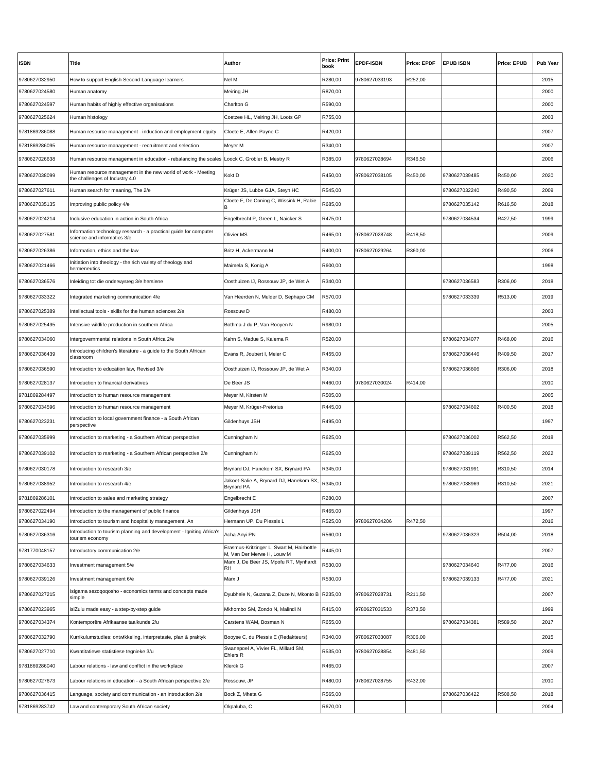| ISBN | Title | Author | Price: Print book | EPDF-ISBN | Price: EPDF | EPUB ISBN | Price: EPUB | Pub Year |
|---|---|---|---|---|---|---|---|---|
| 9780627032950 | How to support English Second Language learners | Nel M | R280,00 | 9780627033193 | R252,00 | | | 2015 |
| 9780627024580 | Human anatomy | Meiring JH | R870,00 | | | | | 2000 |
| 9780627024597 | Human habits of highly effective organisations | Charlton G | R590,00 | | | | | 2000 |
| 9780627025624 | Human histology | Coetzee HL, Meiring JH, Loots GP | R755,00 | | | | | 2003 |
| 9781869286088 | Human resource management - induction and employment equity | Cloete E, Allen-Payne C | R420,00 | | | | | 2007 |
| 9781869286095 | Human resource management - recruitment and selection | Meyer M | R340,00 | | | | | 2007 |
| 9780627026638 | Human resource management in education - rebalancing the scales | Loock C, Grobler B, Mestry R | R385,00 | 9780627028694 | R346,50 | | | 2006 |
| 9780627038099 | Human resource management in the new world of work - Meeting the challenges of Industry 4.0 | Kokt D | R450,00 | 9780627038105 | R450,00 | 9780627039485 | R450,00 | 2020 |
| 9780627027611 | Human search for meaning, The 2/e | Krüger JS, Lubbe GJA, Steyn HC | R545,00 | | | 9780627032240 | R490,50 | 2009 |
| 9780627035135 | Improving public policy 4/e | Cloete F, De Coning C, Wissink H, Rabie B | R685,00 | | | 9780627035142 | R616,50 | 2018 |
| 9780627024214 | Inclusive education in action in South Africa | Engelbrecht P, Green L, Naicker S | R475,00 | | | 9780627034534 | R427,50 | 1999 |
| 9780627027581 | Information technology research - a practical guide for computer science and informatics 3/e | Olivier MS | R465,00 | 9780627028748 | R418,50 | | | 2009 |
| 9780627026386 | Information, ethics and the law | Britz H, Ackermann M | R400,00 | 9780627029264 | R360,00 | | | 2006 |
| 9780627021466 | Initiation into theology - the rich variety of theology and hermeneutics | Maimela S, König A | R600,00 | | | | | 1998 |
| 9780627036576 | Inleiding tot die onderwysreg 3/e hersiene | Oosthuizen IJ, Rossouw JP, de Wet A | R340,00 | | | 9780627036583 | R306,00 | 2018 |
| 9780627033322 | Integrated marketing communication 4/e | Van Heerden N, Mulder D, Sephapo CM | R570,00 | | | 9780627033339 | R513,00 | 2019 |
| 9780627025389 | Intellectual tools - skills for the human sciences 2/e | Rossouw D | R480,00 | | | | | 2003 |
| 9780627025495 | Intensive wildlife production in southern Africa | Bothma J du P, Van Rooyen N | R980,00 | | | | | 2005 |
| 9780627034060 | Intergovernmental relations in South Africa 2/e | Kahn S, Madue S, Kalema R | R520,00 | | | 9780627034077 | R468,00 | 2016 |
| 9780627036439 | Introducing children's literature - a guide to the South African classroom | Evans R, Joubert I, Meier C | R455,00 | | | 9780627036446 | R409,50 | 2017 |
| 9780627036590 | Introduction to education law, Revised 3/e | Oosthuizen IJ, Rossouw JP, de Wet A | R340,00 | | | 9780627036606 | R306,00 | 2018 |
| 9780627028137 | Introduction to financial derivatives | De Beer JS | R460,00 | 9780627030024 | R414,00 | | | 2010 |
| 9781869284497 | Introduction to human resource management | Meyer M, Kirsten M | R505,00 | | | | | 2005 |
| 9780627034596 | Introduction to human resource management | Meyer M, Krüger-Pretorius | R445,00 | | | 9780627034602 | R400,50 | 2018 |
| 9780627023231 | Introduction to local government finance - a South African perspective | Gildenhuys JSH | R495,00 | | | | | 1997 |
| 9780627035999 | Introduction to marketing - a Southern African perspective | Cunningham N | R625,00 | | | 9780627036002 | R562,50 | 2018 |
| 9780627039102 | Introduction to marketing - a Southern African perspective 2/e | Cunningham N | R625,00 | | | 9780627039119 | R562,50 | 2022 |
| 9780627030178 | Introduction to research 3/e | Brynard DJ, Hanekom SX, Brynard PA | R345,00 | | | 9780627031991 | R310,50 | 2014 |
| 9780627038952 | Introduction to research 4/e | Jakoet-Salie A, Brynard DJ, Hanekom SX, Brynard PA | R345,00 | | | 9780627038969 | R310,50 | 2021 |
| 9781869286101 | Introduction to sales and marketing strategy | Engelbrecht E | R280,00 | | | | | 2007 |
| 9780627022494 | Introduction to the management of public finance | Gildenhuys JSH | R465,00 | | | | | 1997 |
| 9780627034190 | Introduction to tourism and hospitality management, An | Hermann UP, Du Plessis L | R525,00 | 9780627034206 | R472,50 | | | 2016 |
| 9780627036316 | Introduction to tourism planning and development - Igniting Africa's tourism economy | Acha-Anyi PN | R560,00 | | | 9780627036323 | R504,00 | 2018 |
| 9781770048157 | Introductory communication 2/e | Erasmus-Kritzinger L, Swart M, Hairbottle M, Van Der Merwe H, Louw M | R445,00 | | | | | 2007 |
| 9780627034633 | Investment management 5/e | Marx J, De Beer JS, Mpofu RT, Mynhardt RH | R530,00 | | | 9780627034640 | R477,00 | 2016 |
| 9780627039126 | Investment management 6/e | Marx J | R530,00 | | | 9780627039133 | R477,00 | 2021 |
| 9780627027215 | Isigama sezoqoqosho - economics terms and concepts made simple | Dyubhele N, Guzana Z, Duze N, Mkonto B | R235,00 | 9780627028731 | R211,50 | | | 2007 |
| 9780627023965 | isiZulu made easy - a step-by-step guide | Mkhombo SM, Zondo N, Malindi N | R415,00 | 9780627031533 | R373,50 | | | 1999 |
| 9780627034374 | Kontemporêre Afrikaanse taalkunde 2/u | Carstens WAM, Bosman N | R655,00 | | | 9780627034381 | R589,50 | 2017 |
| 9780627032790 | Kurrikulumstudies: ontwikkeling, interpretasie, plan & praktyk | Booyse C, du Plessis E (Redakteurs) | R340,00 | 9780627033087 | R306,00 | | | 2015 |
| 9780627027710 | Kwantitatiewe statistiese tegnieke 3/u | Swanepoel A, Vivier FL, Millard SM, Ehlers R | R535,00 | 9780627028854 | R481,50 | | | 2009 |
| 9781869286040 | Labour relations - law and conflict in the workplace | Klerck G | R465,00 | | | | | 2007 |
| 9780627027673 | Labour relations in education - a South African perspective 2/e | Rossouw, JP | R480,00 | 9780627028755 | R432,00 | | | 2010 |
| 9780627036415 | Language, society and communication - an introduction 2/e | Bock Z, Mheta G | R565,00 | | | 9780627036422 | R508,50 | 2018 |
| 9781869283742 | Law and contemporary South African society | Okpaluba, C | R670,00 | | | | | 2004 |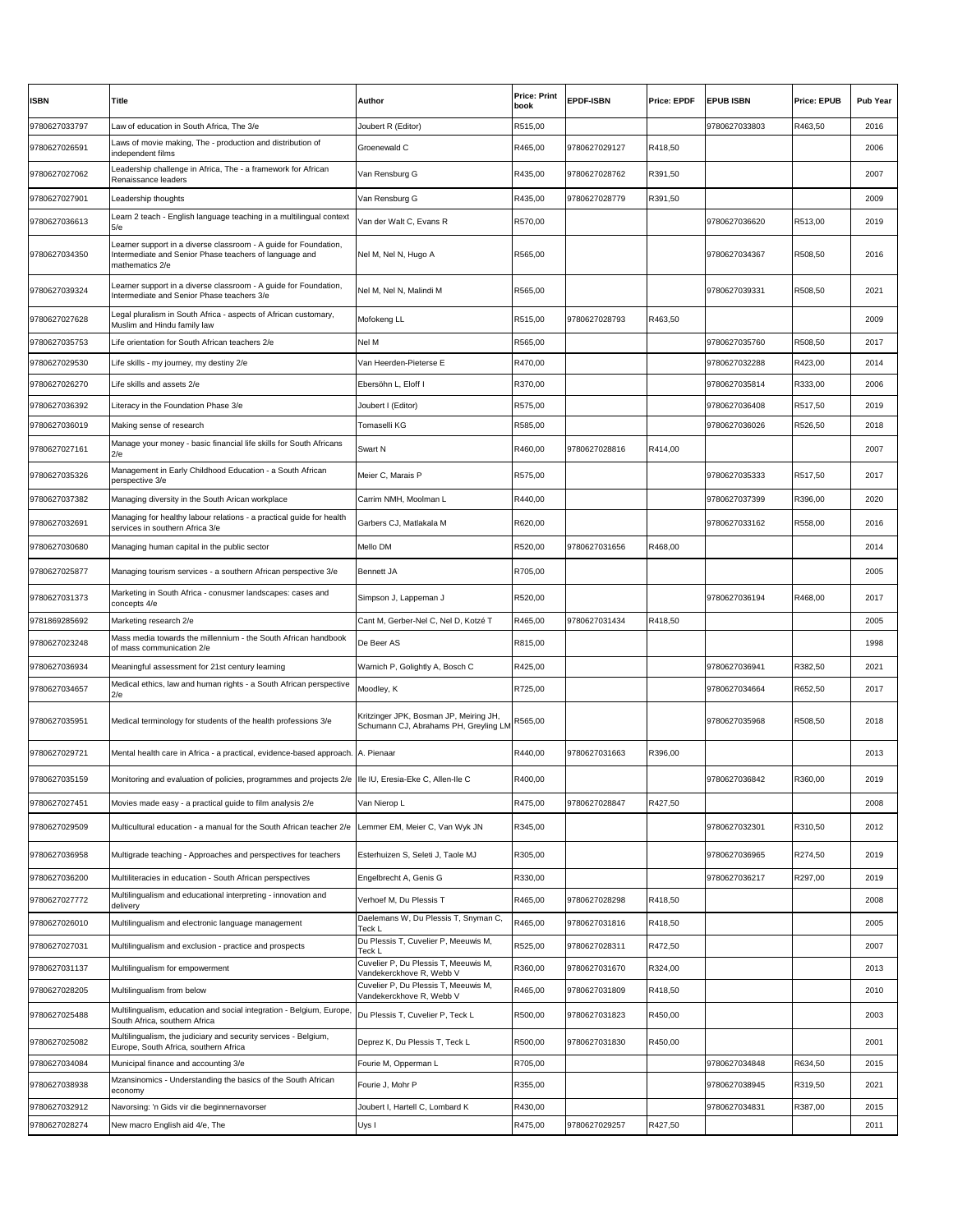| ISBN | Title | Author | Price: Print book | EPDF-ISBN | Price: EPDF | EPUB ISBN | Price: EPUB | Pub Year |
|---|---|---|---|---|---|---|---|---|
| 9780627033797 | Law of education in South Africa, The 3/e | Joubert R (Editor) | R515,00 | | | 9780627033803 | R463,50 | 2016 |
| 9780627026591 | Laws of movie making, The - production and distribution of independent films | Groenewald C | R465,00 | 9780627029127 | R418,50 | | | 2006 |
| 9780627027062 | Leadership challenge in Africa, The - a framework for African Renaissance leaders | Van Rensburg G | R435,00 | 9780627028762 | R391,50 | | | 2007 |
| 9780627027901 | Leadership thoughts | Van Rensburg G | R435,00 | 9780627028779 | R391,50 | | | 2009 |
| 9780627036613 | Learn 2 teach - English language teaching in a multilingual context 5/e | Van der Walt C, Evans R | R570,00 | | | 9780627036620 | R513,00 | 2019 |
| 9780627034350 | Learner support in a diverse classroom - A guide for Foundation, Intermediate and Senior Phase teachers of language and mathematics 2/e | Nel M, Nel N, Hugo A | R565,00 | | | 9780627034367 | R508,50 | 2016 |
| 9780627039324 | Learner support in a diverse classroom - A guide for Foundation, Intermediate and Senior Phase teachers 3/e | Nel M, Nel N, Malindi M | R565,00 | | | 9780627039331 | R508,50 | 2021 |
| 9780627027628 | Legal pluralism in South Africa - aspects of African customary, Muslim and Hindu family law | Mofokeng LL | R515,00 | 9780627028793 | R463,50 | | | 2009 |
| 9780627035753 | Life orientation for South African teachers 2/e | Nel M | R565,00 | | | 9780627035760 | R508,50 | 2017 |
| 9780627029530 | Life skills - my journey, my destiny 2/e | Van Heerden-Pieterse E | R470,00 | | | 9780627032288 | R423,00 | 2014 |
| 9780627026270 | Life skills and assets 2/e | Ebersöhn L, Eloff I | R370,00 | | | 9780627035814 | R333,00 | 2006 |
| 9780627036392 | Literacy in the Foundation Phase 3/e | Joubert I (Editor) | R575,00 | | | 9780627036408 | R517,50 | 2019 |
| 9780627036019 | Making sense of research | Tomaselli KG | R585,00 | | | 9780627036026 | R526,50 | 2018 |
| 9780627027161 | Manage your money - basic financial life skills for South Africans 2/e | Swart N | R460,00 | 9780627028816 | R414,00 | | | 2007 |
| 9780627035326 | Management in Early Childhood Education - a South African perspective 3/e | Meier C, Marais P | R575,00 | | | 9780627035333 | R517,50 | 2017 |
| 9780627037382 | Managing diversity in the South Arican workplace | Carrim NMH, Moolman L | R440,00 | | | 9780627037399 | R396,00 | 2020 |
| 9780627032691 | Managing for healthy labour relations - a practical guide for health services in southern Africa 3/e | Garbers CJ, Matlakala M | R620,00 | | | 9780627033162 | R558,00 | 2016 |
| 9780627030680 | Managing human capital in the public sector | Mello DM | R520,00 | 9780627031656 | R468,00 | | | 2014 |
| 9780627025877 | Managing tourism services - a southern African perspective 3/e | Bennett JA | R705,00 | | | | | 2005 |
| 9780627031373 | Marketing in South Africa - conusmer landscapes: cases and concepts 4/e | Simpson J, Lappeman J | R520,00 | | | 9780627036194 | R468,00 | 2017 |
| 9781869285692 | Marketing research 2/e | Cant M, Gerber-Nel C, Nel D, Kotzé T | R465,00 | 9780627031434 | R418,50 | | | 2005 |
| 9780627023248 | Mass media towards the millennium - the South African handbook of mass communication 2/e | De Beer AS | R815,00 | | | | | 1998 |
| 9780627036934 | Meaningful assessment for 21st century learning | Warnich P, Golightly A, Bosch C | R425,00 | | | 9780627036941 | R382,50 | 2021 |
| 9780627034657 | Medical ethics, law and human rights - a South African perspective 2/e | Moodley, K | R725,00 | | | 9780627034664 | R652,50 | 2017 |
| 9780627035951 | Medical terminology for students of the health professions 3/e | Kritzinger JPK, Bosman JP, Meiring JH, Schumann CJ, Abrahams PH, Greyling LM | R565,00 | | | 9780627035968 | R508,50 | 2018 |
| 9780627029721 | Mental health care in Africa - a practical, evidence-based approach. | A. Pienaar | R440,00 | 9780627031663 | R396,00 | | | 2013 |
| 9780627035159 | Monitoring and evaluation of policies, programmes and projects 2/e | Ile IU, Eresia-Eke C, Allen-Ile C | R400,00 | | | 9780627036842 | R360,00 | 2019 |
| 9780627027451 | Movies made easy - a practical guide to film analysis 2/e | Van Nierop L | R475,00 | 9780627028847 | R427,50 | | | 2008 |
| 9780627029509 | Multicultural education - a manual for the South African teacher 2/e | Lemmer EM, Meier C, Van Wyk JN | R345,00 | | | 9780627032301 | R310,50 | 2012 |
| 9780627036958 | Multigrade teaching - Approaches and perspectives for teachers | Esterhuizen S, Seleti J, Taole MJ | R305,00 | | | 9780627036965 | R274,50 | 2019 |
| 9780627036200 | Multiliteracies in education - South African perspectives | Engelbrecht A, Genis G | R330,00 | | | 9780627036217 | R297,00 | 2019 |
| 9780627027772 | Multilingualism and educational interpreting - innovation and delivery | Verhoef M, Du Plessis T | R465,00 | 9780627028298 | R418,50 | | | 2008 |
| 9780627026010 | Multilingualism and electronic language management | Daelemans W, Du Plessis T, Snyman C, Teck L | R465,00 | 9780627031816 | R418,50 | | | 2005 |
| 9780627027031 | Multilingualism and exclusion - practice and prospects | Du Plessis T, Cuvelier P, Meeuwis M, Teck L | R525,00 | 9780627028311 | R472,50 | | | 2007 |
| 9780627031137 | Multilingualism for empowerment | Cuvelier P, Du Plessis T, Meeuwis M, Vandekerckhove R, Webb V | R360,00 | 9780627031670 | R324,00 | | | 2013 |
| 9780627028205 | Multilingualism from below | Cuvelier P, Du Plessis T, Meeuwis M, Vandekerckhove R, Webb V | R465,00 | 9780627031809 | R418,50 | | | 2010 |
| 9780627025488 | Multilingualism, education and social integration - Belgium, Europe, South Africa, southern Africa | Du Plessis T, Cuvelier P, Teck L | R500,00 | 9780627031823 | R450,00 | | | 2003 |
| 9780627025082 | Multilingualism, the judiciary and security services - Belgium, Europe, South Africa, southern Africa | Deprez K, Du Plessis T, Teck L | R500,00 | 9780627031830 | R450,00 | | | 2001 |
| 9780627034084 | Municipal finance and accounting 3/e | Fourie M, Opperman L | R705,00 | | | 9780627034848 | R634,50 | 2015 |
| 9780627038938 | Mzansinomics - Understanding the basics of the South African economy | Fourie J, Mohr P | R355,00 | | | 9780627038945 | R319,50 | 2021 |
| 9780627032912 | Navorsing: 'n Gids vir die beginnernavorser | Joubert I, Hartell C, Lombard K | R430,00 | | | 9780627034831 | R387,00 | 2015 |
| 9780627028274 | New macro English aid 4/e, The | Uys I | R475,00 | 9780627029257 | R427,50 | | | 2011 |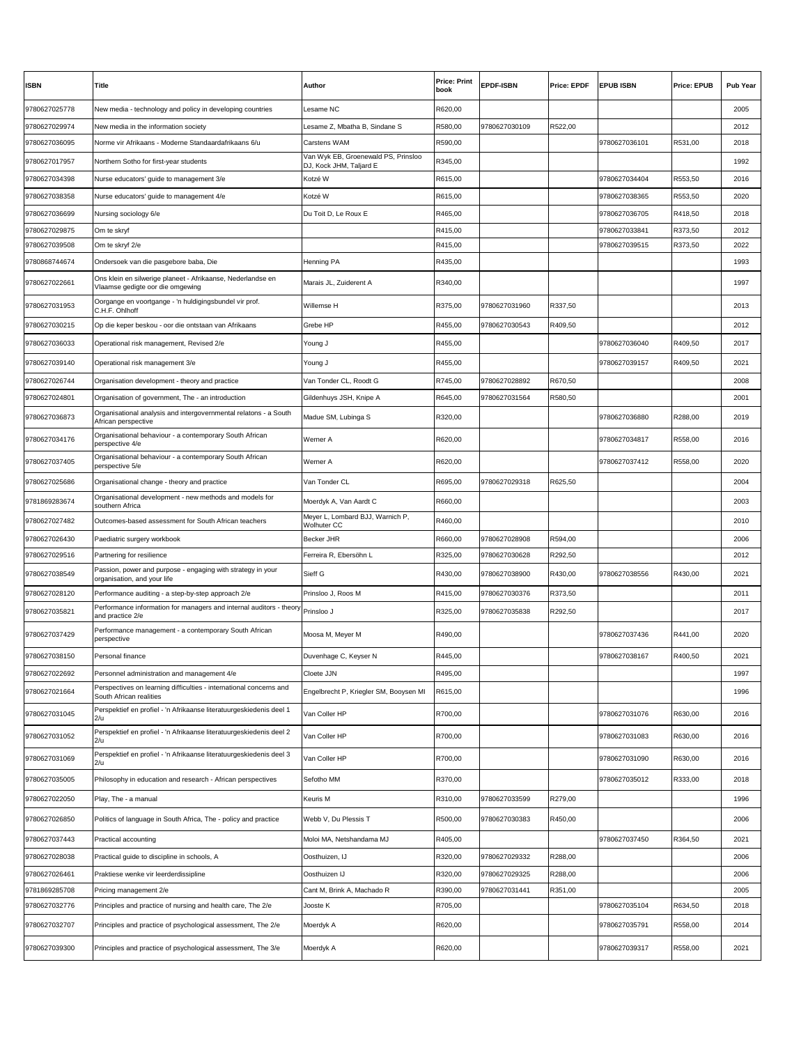| ISBN | Title | Author | Price: Print book | EPDF-ISBN | Price: EPDF | EPUB ISBN | Price: EPUB | Pub Year |
|---|---|---|---|---|---|---|---|---|
| 9780627025778 | New media - technology and policy in developing countries | Lesame NC | R620,00 | | | | | 2005 |
| 9780627029974 | New media in the information society | Lesame Z, Mbatha B, Sindane S | R580,00 | 9780627030109 | R522,00 | | | 2012 |
| 9780627036095 | Norme vir Afrikaans - Moderne Standaardafrikaans 6/u | Carstens WAM | R590,00 | | | 9780627036101 | R531,00 | 2018 |
| 9780627017957 | Northern Sotho for first-year students | Van Wyk EB, Groenewald PS, Prinsloo DJ, Kock JHM, Taljard E | R345,00 | | | | | 1992 |
| 9780627034398 | Nurse educators' guide to management 3/e | Kotzé W | R615,00 | | | 9780627034404 | R553,50 | 2016 |
| 9780627038358 | Nurse educators' guide to management 4/e | Kotzé W | R615,00 | | | 9780627038365 | R553,50 | 2020 |
| 9780627036699 | Nursing sociology 6/e | Du Toit D, Le Roux E | R465,00 | | | 9780627036705 | R418,50 | 2018 |
| 9780627029875 | Om te skryf | | R415,00 | | | 9780627033841 | R373,50 | 2012 |
| 9780627039508 | Om te skryf 2/e | | R415,00 | | | 9780627039515 | R373,50 | 2022 |
| 9780868744674 | Ondersoek van die pasgebore baba, Die | Henning PA | R435,00 | | | | | 1993 |
| 9780627022661 | Ons klein en silwerige planeet - Afrikaanse, Nederlandse en Vlaamse gedigte oor die omgewing | Marais JL, Zuiderent A | R340,00 | | | | | 1997 |
| 9780627031953 | Oorgange en voortgange - 'n huldigingsbundel vir prof. C.H.F. Ohlhoff | Willemse H | R375,00 | 9780627031960 | R337,50 | | | 2013 |
| 9780627030215 | Op die keper beskou - oor die ontstaan van Afrikaans | Grebe HP | R455,00 | 9780627030543 | R409,50 | | | 2012 |
| 9780627036033 | Operational risk management, Revised 2/e | Young J | R455,00 | | | 9780627036040 | R409,50 | 2017 |
| 9780627039140 | Operational risk management 3/e | Young J | R455,00 | | | 9780627039157 | R409,50 | 2021 |
| 9780627026744 | Organisation development - theory and practice | Van Tonder CL, Roodt G | R745,00 | 9780627028892 | R670,50 | | | 2008 |
| 9780627024801 | Organisation of government, The - an introduction | Gildenhuys JSH, Knipe A | R645,00 | 9780627031564 | R580,50 | | | 2001 |
| 9780627036873 | Organisational analysis and intergovernmental relatons - a South African perspective | Madue SM, Lubinga S | R320,00 | | | 9780627036880 | R288,00 | 2019 |
| 9780627034176 | Organisational behaviour - a contemporary South African perspective 4/e | Werner A | R620,00 | | | 9780627034817 | R558,00 | 2016 |
| 9780627037405 | Organisational behaviour - a contemporary South African perspective 5/e | Werner A | R620,00 | | | 9780627037412 | R558,00 | 2020 |
| 9780627025686 | Organisational change - theory and practice | Van Tonder CL | R695,00 | 9780627029318 | R625,50 | | | 2004 |
| 9781869283674 | Organisational development - new methods and models for southern Africa | Moerdyk A, Van Aardt C | R660,00 | | | | | 2003 |
| 9780627027482 | Outcomes-based assessment for South African teachers | Meyer L, Lombard BJJ, Warnich P, Wolhuter CC | R460,00 | | | | | 2010 |
| 9780627026430 | Paediatric surgery workbook | Becker JHR | R660,00 | 9780627028908 | R594,00 | | | 2006 |
| 9780627029516 | Partnering for resilience | Ferreira R, Ebersöhn L | R325,00 | 9780627030628 | R292,50 | | | 2012 |
| 9780627038549 | Passion, power and purpose - engaging with strategy in your organisation, and your life | Sieff G | R430,00 | 9780627038900 | R430,00 | 9780627038556 | R430,00 | 2021 |
| 9780627028120 | Performance auditing - a step-by-step approach 2/e | Prinsloo J, Roos M | R415,00 | 9780627030376 | R373,50 | | | 2011 |
| 9780627035821 | Performance information for managers and internal auditors - theory and practice 2/e | Prinsloo J | R325,00 | 9780627035838 | R292,50 | | | 2017 |
| 9780627037429 | Performance management - a contemporary South African perspective | Moosa M, Meyer M | R490,00 | | | 9780627037436 | R441,00 | 2020 |
| 9780627038150 | Personal finance | Duvenhage C, Keyser N | R445,00 | | | 9780627038167 | R400,50 | 2021 |
| 9780627022692 | Personnel administration and management 4/e | Cloete JJN | R495,00 | | | | | 1997 |
| 9780627021664 | Perspectives on learning difficulties - international concerns and South African realities | Engelbrecht P, Kriegler SM, Booysen MI | R615,00 | | | | | 1996 |
| 9780627031045 | Perspektief en profiel - 'n Afrikaanse literatuurgeskiedenis deel 1 2/u | Van Coller HP | R700,00 | | | 9780627031076 | R630,00 | 2016 |
| 9780627031052 | Perspektief en profiel - 'n Afrikaanse literatuurgeskiedenis deel 2 2/u | Van Coller HP | R700,00 | | | 9780627031083 | R630,00 | 2016 |
| 9780627031069 | Perspektief en profiel - 'n Afrikaanse literatuurgeskiedenis deel 3 2/u | Van Coller HP | R700,00 | | | 9780627031090 | R630,00 | 2016 |
| 9780627035005 | Philosophy in education and research - African perspectives | Sefotho MM | R370,00 | | | 9780627035012 | R333,00 | 2018 |
| 9780627022050 | Play, The - a manual | Keuris M | R310,00 | 9780627033599 | R279,00 | | | 1996 |
| 9780627026850 | Politics of language in South Africa, The - policy and practice | Webb V, Du Plessis T | R500,00 | 9780627030383 | R450,00 | | | 2006 |
| 9780627037443 | Practical accounting | Moloi MA, Netshandama MJ | R405,00 | | | 9780627037450 | R364,50 | 2021 |
| 9780627028038 | Practical guide to discipline in schools, A | Oosthuizen, IJ | R320,00 | 9780627029332 | R288,00 | | | 2006 |
| 9780627026461 | Praktiese wenke vir leerderdissipline | Oosthuizen IJ | R320,00 | 9780627029325 | R288,00 | | | 2006 |
| 9781869285708 | Pricing management 2/e | Cant M, Brink A, Machado R | R390,00 | 9780627031441 | R351,00 | | | 2005 |
| 9780627032776 | Principles and practice of nursing and health care, The 2/e | Jooste K | R705,00 | | | 9780627035104 | R634,50 | 2018 |
| 9780627032707 | Principles and practice of psychological assessment, The 2/e | Moerdyk A | R620,00 | | | 9780627035791 | R558,00 | 2014 |
| 9780627039300 | Principles and practice of psychological assessment, The 3/e | Moerdyk A | R620,00 | | | 9780627039317 | R558,00 | 2021 |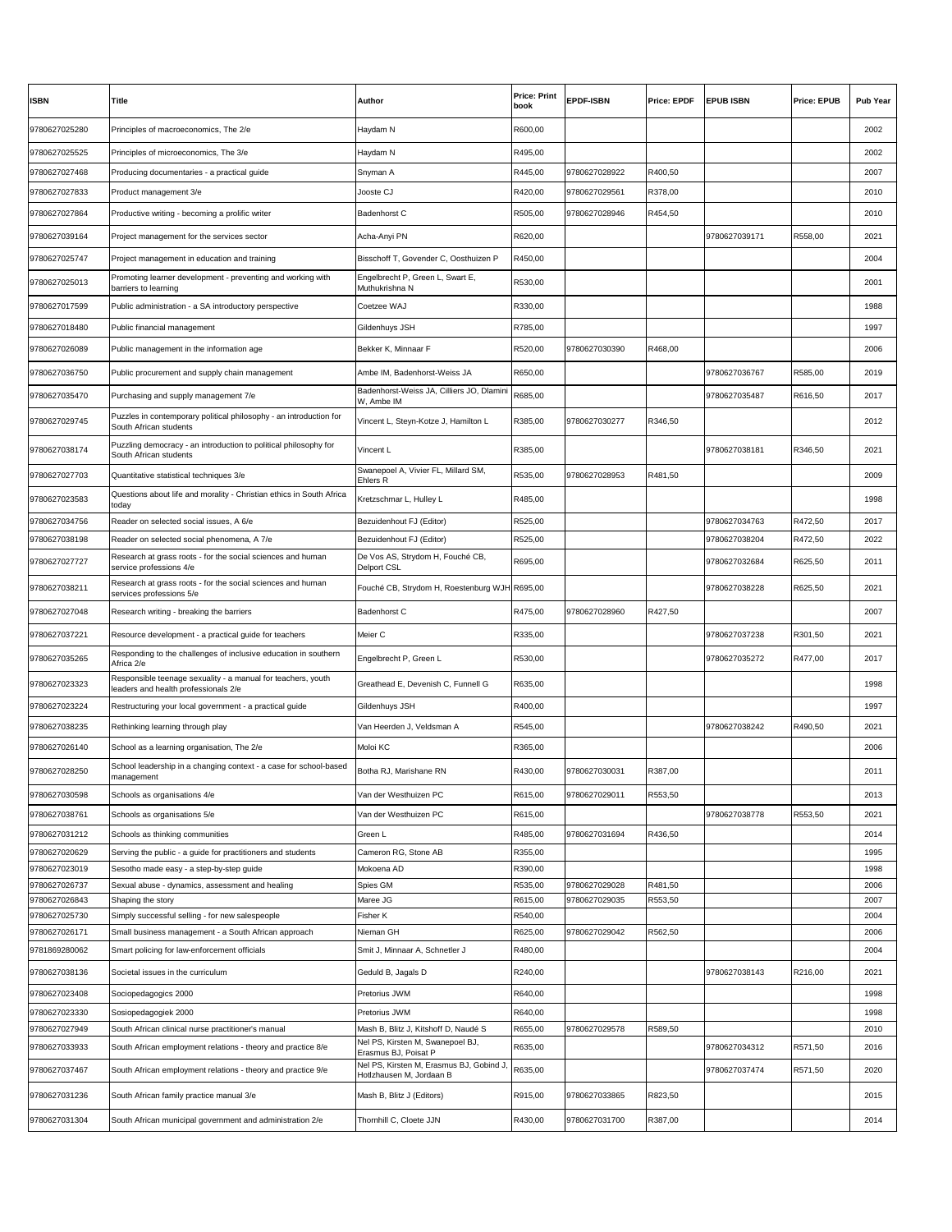| ISBN | Title | Author | Price: Print book | EPDF-ISBN | Price: EPDF | EPUB ISBN | Price: EPUB | Pub Year |
|---|---|---|---|---|---|---|---|---|
| 9780627025280 | Principles of macroeconomics, The 2/e | Haydam N | R600,00 | | | | | 2002 |
| 9780627025525 | Principles of microeconomics, The 3/e | Haydam N | R495,00 | | | | | 2002 |
| 9780627027468 | Producing documentaries - a practical guide | Snyman A | R445,00 | 9780627028922 | R400,50 | | | 2007 |
| 9780627027833 | Product management 3/e | Jooste CJ | R420,00 | 9780627029561 | R378,00 | | | 2010 |
| 9780627027864 | Productive writing - becoming a prolific writer | Badenhorst C | R505,00 | 9780627028946 | R454,50 | | | 2010 |
| 9780627039164 | Project management for the services sector | Acha-Anyi PN | R620,00 | | | 9780627039171 | R558,00 | 2021 |
| 9780627025747 | Project management in education and training | Bisschoff T, Govender C, Oosthuizen P | R450,00 | | | | | 2004 |
| 9780627025013 | Promoting learner development - preventing and working with barriers to learning | Engelbrecht P, Green L, Swart E, Muthukrishna N | R530,00 | | | | | 2001 |
| 9780627017599 | Public administration - a SA introductory perspective | Coetzee WAJ | R330,00 | | | | | 1988 |
| 9780627018480 | Public financial management | Gildenhuys JSH | R785,00 | | | | | 1997 |
| 9780627026089 | Public management in the information age | Bekker K, Minnaar F | R520,00 | 9780627030390 | R468,00 | | | 2006 |
| 9780627036750 | Public procurement and supply chain management | Ambe IM, Badenhorst-Weiss JA | R650,00 | | | 9780627036767 | R585,00 | 2019 |
| 9780627035470 | Purchasing and supply management 7/e | Badenhorst-Weiss JA, Cilliers JO, Dlamini W, Ambe IM | R685,00 | | | 9780627035487 | R616,50 | 2017 |
| 9780627029745 | Puzzles in contemporary political philosophy - an introduction for South African students | Vincent L, Steyn-Kotze J, Hamilton L | R385,00 | 9780627030277 | R346,50 | | | 2012 |
| 9780627038174 | Puzzling democracy - an introduction to political philosophy for South African students | Vincent L | R385,00 | | | 9780627038181 | R346,50 | 2021 |
| 9780627027703 | Quantitative statistical techniques 3/e | Swanepoel A, Vivier FL, Millard SM, Ehlers R | R535,00 | 9780627028953 | R481,50 | | | 2009 |
| 9780627023583 | Questions about life and morality - Christian ethics in South Africa today | Kretzschmar L, Hulley L | R485,00 | | | | | 1998 |
| 9780627034756 | Reader on selected social issues, A 6/e | Bezuidenhout FJ (Editor) | R525,00 | | | 9780627034763 | R472,50 | 2017 |
| 9780627038198 | Reader on selected social phenomena, A 7/e | Bezuidenhout FJ (Editor) | R525,00 | | | 9780627038204 | R472,50 | 2022 |
| 9780627027727 | Research at grass roots - for the social sciences and human service professions 4/e | De Vos AS, Strydom H, Fouché CB, Delport CSL | R695,00 | | | 9780627032684 | R625,50 | 2011 |
| 9780627038211 | Research at grass roots - for the social sciences and human services professions 5/e | Fouché CB, Strydom H, Roestenburg WJH | R695,00 | | | 9780627038228 | R625,50 | 2021 |
| 9780627027048 | Research writing - breaking the barriers | Badenhorst C | R475,00 | 9780627028960 | R427,50 | | | 2007 |
| 9780627037221 | Resource development - a practical guide for teachers | Meier C | R335,00 | | | 9780627037238 | R301,50 | 2021 |
| 9780627035265 | Responding to the challenges of inclusive education in southern Africa 2/e | Engelbrecht P, Green L | R530,00 | | | 9780627035272 | R477,00 | 2017 |
| 9780627023323 | Responsible teenage sexuality - a manual for teachers, youth leaders and health professionals 2/e | Greathead E, Devenish C, Funnell G | R635,00 | | | | | 1998 |
| 9780627023224 | Restructuring your local government - a practical guide | Gildenhuys JSH | R400,00 | | | | | 1997 |
| 9780627038235 | Rethinking learning through play | Van Heerden J, Veldsman A | R545,00 | | | 9780627038242 | R490,50 | 2021 |
| 9780627026140 | School as a learning organisation, The 2/e | Moloi KC | R365,00 | | | | | 2006 |
| 9780627028250 | School leadership in a changing context - a case for school-based management | Botha RJ, Marishane RN | R430,00 | 9780627030031 | R387,00 | | | 2011 |
| 9780627030598 | Schools as organisations 4/e | Van der Westhuizen PC | R615,00 | 9780627029011 | R553,50 | | | 2013 |
| 9780627038761 | Schools as organisations 5/e | Van der Westhuizen PC | R615,00 | | | 9780627038778 | R553,50 | 2021 |
| 9780627031212 | Schools as thinking communities | Green L | R485,00 | 9780627031694 | R436,50 | | | 2014 |
| 9780627020629 | Serving the public - a guide for practitioners and students | Cameron RG, Stone AB | R355,00 | | | | | 1995 |
| 9780627023019 | Sesotho made easy - a step-by-step guide | Mokoena AD | R390,00 | | | | | 1998 |
| 9780627026737 | Sexual abuse - dynamics, assessment and healing | Spies GM | R535,00 | 9780627029028 | R481,50 | | | 2006 |
| 9780627026843 | Shaping the story | Maree JG | R615,00 | 9780627029035 | R553,50 | | | 2007 |
| 9780627025730 | Simply successful selling - for new salespeople | Fisher K | R540,00 | | | | | 2004 |
| 9780627026171 | Small business management - a South African approach | Nieman GH | R625,00 | 9780627029042 | R562,50 | | | 2006 |
| 9781869280062 | Smart policing for law-enforcement officials | Smit J, Minnaar A, Schnetler J | R480,00 | | | | | 2004 |
| 9780627038136 | Societal issues in the curriculum | Geduld B, Jagals D | R240,00 | | | 9780627038143 | R216,00 | 2021 |
| 9780627023408 | Sociopedagogics 2000 | Pretorius JWM | R640,00 | | | | | 1998 |
| 9780627023330 | Sosiopedagogiek 2000 | Pretorius JWM | R640,00 | | | | | 1998 |
| 9780627027949 | South African clinical nurse practitioner's manual | Mash B, Blitz J, Kitshoff D, Naudé S | R655,00 | 9780627029578 | R589,50 | | | 2010 |
| 9780627033933 | South African employment relations - theory and practice 8/e | Nel PS, Kirsten M, Swanepoel BJ, Erasmus BJ, Poisat P | R635,00 | | | 9780627034312 | R571,50 | 2016 |
| 9780627037467 | South African employment relations - theory and practice 9/e | Nel PS, Kirsten M, Erasmus BJ, Gobind J, Hotlzhausen M, Jordaan B | R635,00 | | | 9780627037474 | R571,50 | 2020 |
| 9780627031236 | South African family practice manual 3/e | Mash B, Blitz J (Editors) | R915,00 | 9780627033865 | R823,50 | | | 2015 |
| 9780627031304 | South African municipal government and administration 2/e | Thornhill C, Cloete JJN | R430,00 | 9780627031700 | R387,00 | | | 2014 |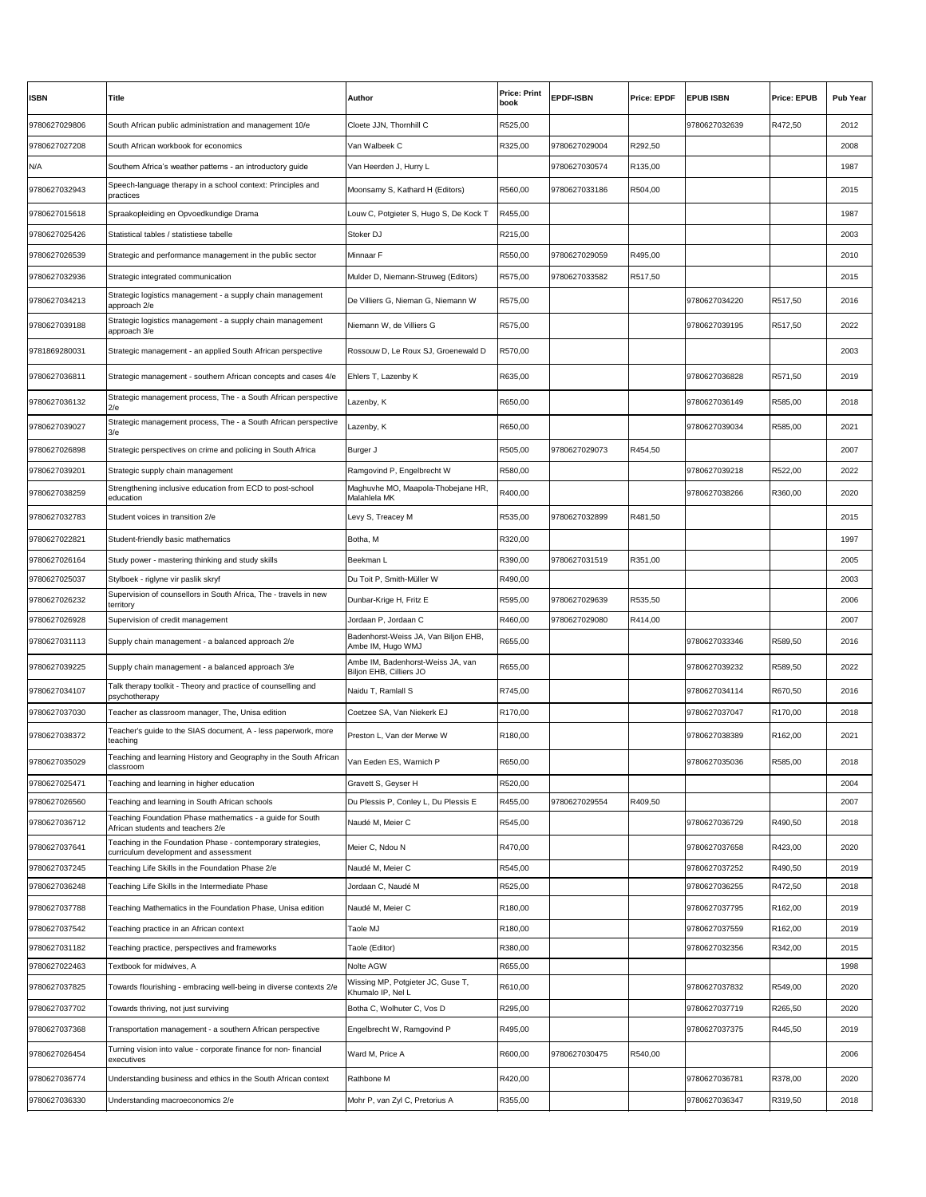| ISBN | Title | Author | Price: Print book | EPDF-ISBN | Price: EPDF | EPUB ISBN | Price: EPUB | Pub Year |
|---|---|---|---|---|---|---|---|---|
| 9780627029806 | South African public administration and management 10/e | Cloete JJN, Thornhill C | R525,00 | | | 9780627032639 | R472,50 | 2012 |
| 9780627027208 | South African workbook for economics | Van Walbeek C | R325,00 | 9780627029004 | R292,50 | | | 2008 |
| N/A | Southern Africa's weather patterns - an introductory guide | Van Heerden J, Hurry L | | 9780627030574 | R135,00 | | | 1987 |
| 9780627032943 | Speech-language therapy in a school context: Principles and practices | Moonsamy S, Kathard H (Editors) | R560,00 | 9780627033186 | R504,00 | | | 2015 |
| 9780627015618 | Spraakopleiding en Opvoedkundige Drama | Louw C, Potgieter S, Hugo S, De Kock T | R455,00 | | | | | 1987 |
| 9780627025426 | Statistical tables / statistiese tabelle | Stoker DJ | R215,00 | | | | | 2003 |
| 9780627026539 | Strategic and performance management in the public sector | Minnaar F | R550,00 | 9780627029059 | R495,00 | | | 2010 |
| 9780627032936 | Strategic integrated communication | Mulder D, Niemann-Struweg (Editors) | R575,00 | 9780627033582 | R517,50 | | | 2015 |
| 9780627034213 | Strategic logistics management - a supply chain management approach 2/e | De Villiers G, Nieman G, Niemann W | R575,00 | | | 9780627034220 | R517,50 | 2016 |
| 9780627039188 | Strategic logistics management - a supply chain management approach 3/e | Niemann W, de Villiers G | R575,00 | | | 9780627039195 | R517,50 | 2022 |
| 9781869280031 | Strategic management - an applied South African perspective | Rossouw D, Le Roux SJ, Groenewald D | R570,00 | | | | | 2003 |
| 9780627036811 | Strategic management - southern African concepts and cases 4/e | Ehlers T, Lazenby K | R635,00 | | | 9780627036828 | R571,50 | 2019 |
| 9780627036132 | Strategic management process, The - a South African perspective 2/e | Lazenby, K | R650,00 | | | 9780627036149 | R585,00 | 2018 |
| 9780627039027 | Strategic management process, The - a South African perspective 3/e | Lazenby, K | R650,00 | | | 9780627039034 | R585,00 | 2021 |
| 9780627026898 | Strategic perspectives on crime and policing in South Africa | Burger J | R505,00 | 9780627029073 | R454,50 | | | 2007 |
| 9780627039201 | Strategic supply chain management | Ramgovind P, Engelbrecht W | R580,00 | | | 9780627039218 | R522,00 | 2022 |
| 9780627038259 | Strengthening inclusive education from ECD to post-school education | Maghuvhe MO, Maapola-Thobejane HR, Malahlela MK | R400,00 | | | 9780627038266 | R360,00 | 2020 |
| 9780627032783 | Student voices in transition 2/e | Levy S, Treacey M | R535,00 | 9780627032899 | R481,50 | | | 2015 |
| 9780627022821 | Student-friendly basic mathematics | Botha, M | R320,00 | | | | | 1997 |
| 9780627026164 | Study power - mastering thinking and study skills | Beekman L | R390,00 | 9780627031519 | R351,00 | | | 2005 |
| 9780627025037 | Stylboek - riglyne vir paslik skryf | Du Toit P, Smith-Müller W | R490,00 | | | | | 2003 |
| 9780627026232 | Supervision of counsellors in South Africa, The - travels in new territory | Dunbar-Krige H, Fritz E | R595,00 | 9780627029639 | R535,50 | | | 2006 |
| 9780627026928 | Supervision of credit management | Jordaan P, Jordaan C | R460,00 | 9780627029080 | R414,00 | | | 2007 |
| 9780627031113 | Supply chain management - a balanced approach 2/e | Badenhorst-Weiss JA, Van Biljon EHB, Ambe IM, Hugo WMJ | R655,00 | | | 9780627033346 | R589,50 | 2016 |
| 9780627039225 | Supply chain management - a balanced approach 3/e | Ambe IM, Badenhorst-Weiss JA, van Biljon EHB, Cilliers JO | R655,00 | | | 9780627039232 | R589,50 | 2022 |
| 9780627034107 | Talk therapy toolkit - Theory and practice of counselling and psychotherapy | Naidu T, Ramlall S | R745,00 | | | 9780627034114 | R670,50 | 2016 |
| 9780627037030 | Teacher as classroom manager, The, Unisa edition | Coetzee SA, Van Niekerk EJ | R170,00 | | | 9780627037047 | R170,00 | 2018 |
| 9780627038372 | Teacher's guide to the SIAS document, A - less paperwork, more teaching | Preston L, Van der Merwe W | R180,00 | | | 9780627038389 | R162,00 | 2021 |
| 9780627035029 | Teaching and learning History and Geography in the South African classroom | Van Eeden ES, Warnich P | R650,00 | | | 9780627035036 | R585,00 | 2018 |
| 9780627025471 | Teaching and learning in higher education | Gravett S, Geyser H | R520,00 | | | | | 2004 |
| 9780627026560 | Teaching and learning in South African schools | Du Plessis P, Conley L, Du Plessis E | R455,00 | 9780627029554 | R409,50 | | | 2007 |
| 9780627036712 | Teaching Foundation Phase mathematics - a guide for South African students and teachers 2/e | Naudé M, Meier C | R545,00 | | | 9780627036729 | R490,50 | 2018 |
| 9780627037641 | Teaching in the Foundation Phase - contemporary strategies, curriculum development and assessment | Meier C, Ndou N | R470,00 | | | 9780627037658 | R423,00 | 2020 |
| 9780627037245 | Teaching Life Skills in the Foundation Phase 2/e | Naudé M, Meier C | R545,00 | | | 9780627037252 | R490,50 | 2019 |
| 9780627036248 | Teaching Life Skills in the Intermediate Phase | Jordaan C, Naudé M | R525,00 | | | 9780627036255 | R472,50 | 2018 |
| 9780627037788 | Teaching Mathematics in the Foundation Phase, Unisa edition | Naudé M, Meier C | R180,00 | | | 9780627037795 | R162,00 | 2019 |
| 9780627037542 | Teaching practice in an African context | Taole MJ | R180,00 | | | 9780627037559 | R162,00 | 2019 |
| 9780627031182 | Teaching practice, perspectives and frameworks | Taole (Editor) | R380,00 | | | 9780627032356 | R342,00 | 2015 |
| 9780627022463 | Textbook for midwives, A | Nolte AGW | R655,00 | | | | | 1998 |
| 9780627037825 | Towards flourishing - embracing well-being in diverse contexts 2/e | Wissing MP, Potgieter JC, Guse T, Khumalo IP, Nel L | R610,00 | | | 9780627037832 | R549,00 | 2020 |
| 9780627037702 | Towards thriving, not just surviving | Botha C, Wolhuter C, Vos D | R295,00 | | | 9780627037719 | R265,50 | 2020 |
| 9780627037368 | Transportation management - a southern African perspective | Engelbrecht W, Ramgovind P | R495,00 | | | 9780627037375 | R445,50 | 2019 |
| 9780627026454 | Turning vision into value - corporate finance for non- financial executives | Ward M, Price A | R600,00 | 9780627030475 | R540,00 | | | 2006 |
| 9780627036774 | Understanding business and ethics in the South African context | Rathbone M | R420,00 | | | 9780627036781 | R378,00 | 2020 |
| 9780627036330 | Understanding macroeconomics 2/e | Mohr P, van Zyl C, Pretorius A | R355,00 | | | 9780627036347 | R319,50 | 2018 |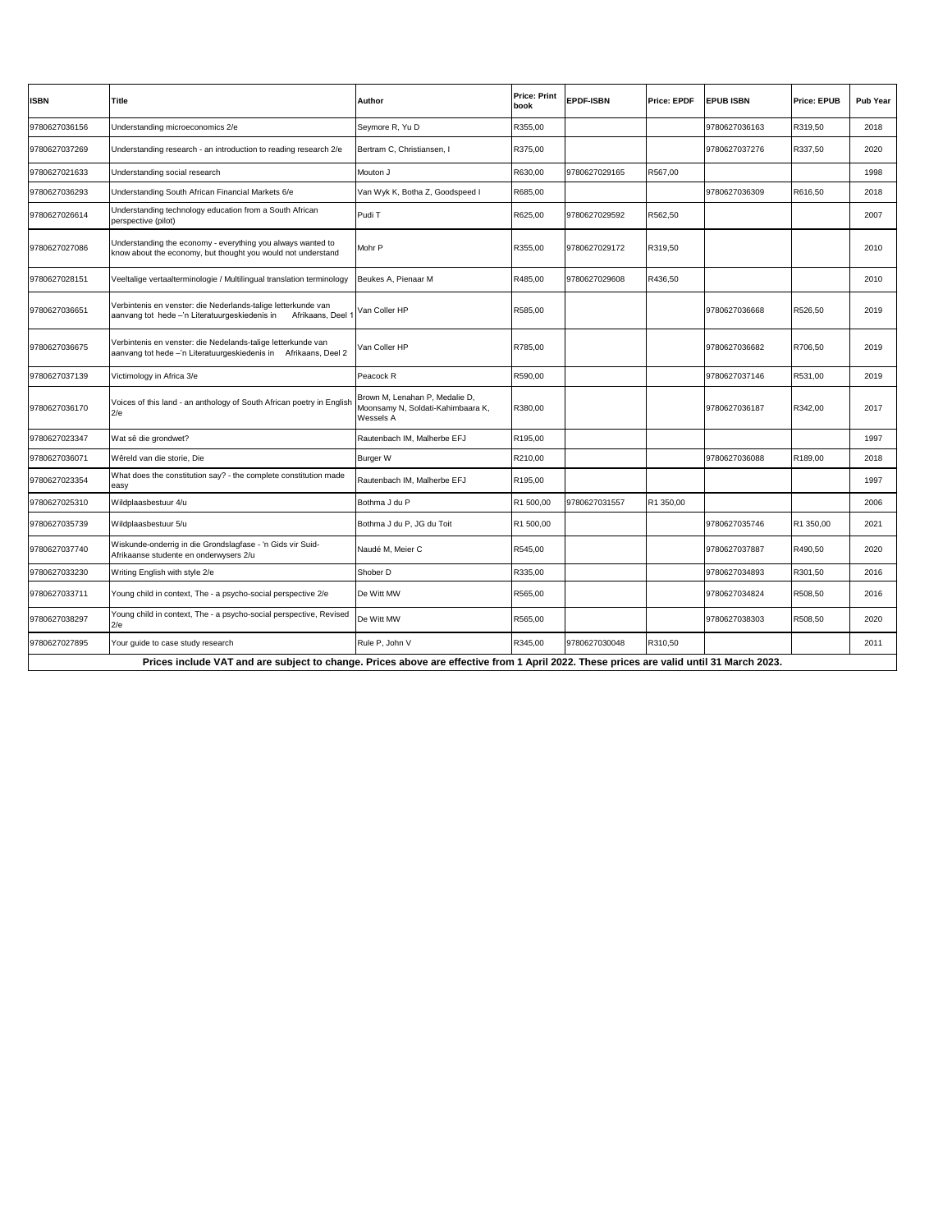| ISBN | Title | Author | Price: Print book | EPDF-ISBN | Price: EPDF | EPUB ISBN | Price: EPUB | Pub Year |
|---|---|---|---|---|---|---|---|---|
| 9780627036156 | Understanding microeconomics 2/e | Seymore R, Yu D | R355,00 | | | 9780627036163 | R319,50 | 2018 |
| 9780627037269 | Understanding research - an introduction to reading research 2/e | Bertram C, Christiansen, I | R375,00 | | | 9780627037276 | R337,50 | 2020 |
| 9780627021633 | Understanding social research | Mouton J | R630,00 | 9780627029165 | R567,00 | | | 1998 |
| 9780627036293 | Understanding South African Financial Markets 6/e | Van Wyk K, Botha Z, Goodspeed I | R685,00 | | | 9780627036309 | R616,50 | 2018 |
| 9780627026614 | Understanding technology education from a South African perspective (pilot) | Pudi T | R625,00 | 9780627029592 | R562,50 | | | 2007 |
| 9780627027086 | Understanding the economy - everything you always wanted to know about the economy, but thought you would not understand | Mohr P | R355,00 | 9780627029172 | R319,50 | | | 2010 |
| 9780627028151 | Veeltalige vertaalterminologie / Multilingual translation terminology | Beukes A, Pienaar M | R485,00 | 9780627029608 | R436,50 | | | 2010 |
| 9780627036651 | Verbintenis en venster: die Nederlands-talige letterkunde van aanvang tot hede –'n Literatuurgeskiedenis in Afrikaans, Deel 1 | Van Coller HP | R585,00 | | | 9780627036668 | R526,50 | 2019 |
| 9780627036675 | Verbintenis en venster: die Nedelands-talige letterkunde van aanvang tot hede –'n Literatuurgeskiedenis in Afrikaans, Deel 2 | Van Coller HP | R785,00 | | | 9780627036682 | R706,50 | 2019 |
| 9780627037139 | Victimology in Africa 3/e | Peacock R | R590,00 | | | 9780627037146 | R531,00 | 2019 |
| 9780627036170 | Voices of this land - an anthology of South African poetry in English 2/e | Brown M, Lenahan P, Medalie D, Moonsamy N, Soldati-Kahimbaara K, Wessels A | R380,00 | | | 9780627036187 | R342,00 | 2017 |
| 9780627023347 | Wat sê die grondwet? | Rautenbach IM, Malherbe EFJ | R195,00 | | | | | 1997 |
| 9780627036071 | Wêreld van die storie, Die | Burger W | R210,00 | | | 9780627036088 | R189,00 | 2018 |
| 9780627023354 | What does the constitution say? - the complete constitution made easy | Rautenbach IM, Malherbe EFJ | R195,00 | | | | | 1997 |
| 9780627025310 | Wildplaasbestuur 4/u | Bothma J du P | R1 500,00 | 9780627031557 | R1 350,00 | | | 2006 |
| 9780627035739 | Wildplaasbestuur 5/u | Bothma J du P, JG du Toit | R1 500,00 | | | 9780627035746 | R1 350,00 | 2021 |
| 9780627037740 | Wiskunde-onderrig in die Grondslagfase - 'n Gids vir Suid-Afrikaanse studente en onderwysers 2/u | Naudé M, Meier C | R545,00 | | | 9780627037887 | R490,50 | 2020 |
| 9780627033230 | Writing English with style 2/e | Shober D | R335,00 | | | 9780627034893 | R301,50 | 2016 |
| 9780627033711 | Young child in context, The - a psycho-social perspective 2/e | De Witt MW | R565,00 | | | 9780627034824 | R508,50 | 2016 |
| 9780627038297 | Young child in context, The - a psycho-social perspective, Revised 2/e | De Witt MW | R565,00 | | | 9780627038303 | R508,50 | 2020 |
| 9780627027895 | Your guide to case study research | Rule P, John V | R345,00 | 9780627030048 | R310,50 | | | 2011 |

**Prices include VAT and are subject to change. Prices above are effective from 1 April 2022. These prices are valid until 31 March 2023.**